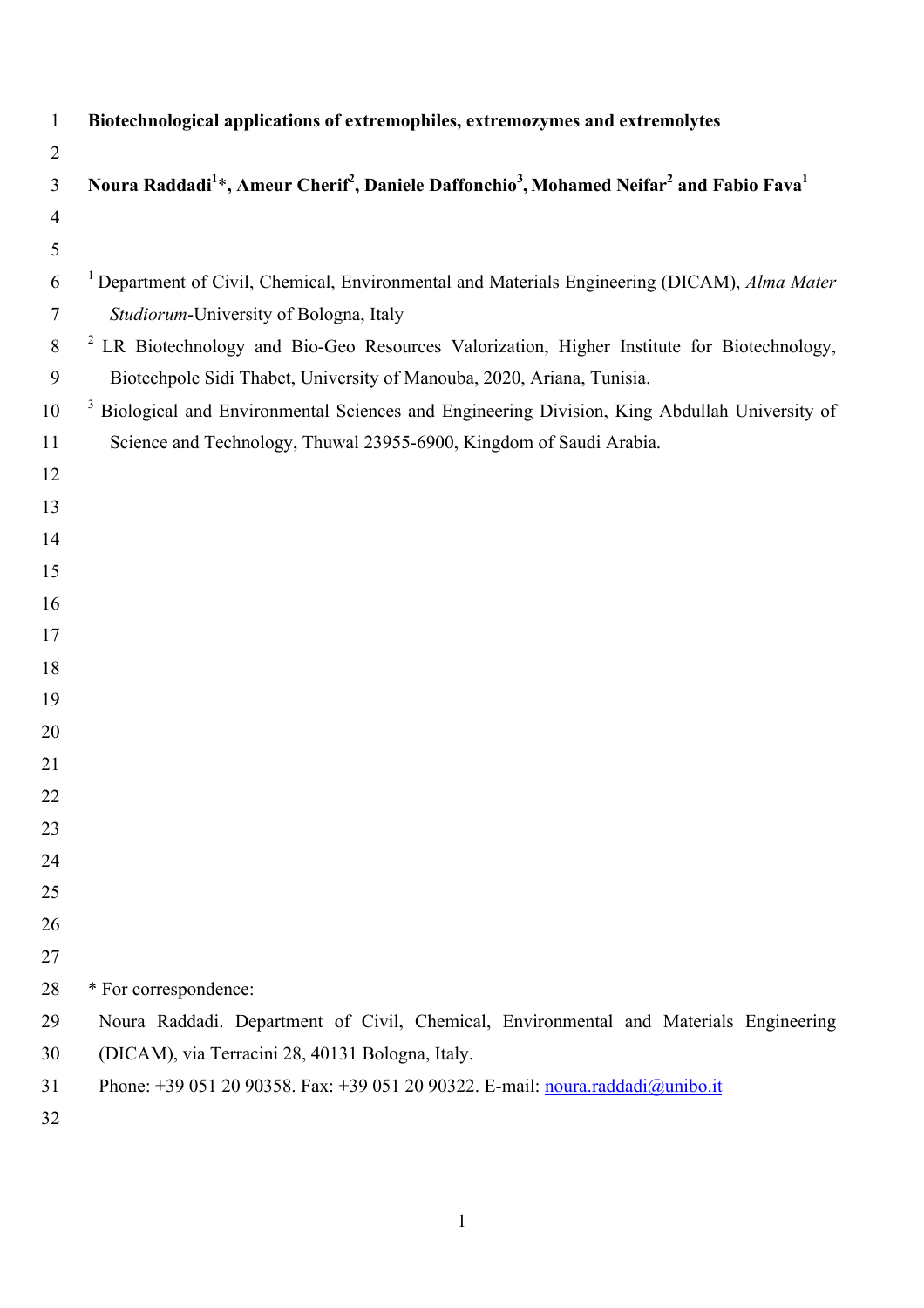# Biotechnological applications of extremophiles, extremozymes and extremolytes

**Noura Raddadi[1]*, Ameur Cherif[2], Daniele Daffonchio[3], Mohamed Neifar[2] and Fabio Fava[1]**

[1] Department of Civil, Chemical, Environmental and Materials Engineering (DICAM), *Alma Mater Studiorum*-University of Bologna, Italy

[2] LR Biotechnology and Bio-Geo Resources Valorization, Higher Institute for Biotechnology, Biotechpole Sidi Thabet, University of Manouba, 2020, Ariana, Tunisia.

[3] Biological and Environmental Sciences and Engineering Division, King Abdullah University of Science and Technology, Thuwal 23955-6900, Kingdom of Saudi Arabia.

\* For correspondence:

Noura Raddadi. Department of Civil, Chemical, Environmental and Materials Engineering (DICAM), via Terracini 28, 40131 Bologna, Italy.

Phone: +39 051 20 90358. Fax: +39 051 20 90322. E-mail: noura.raddadi@unibo.it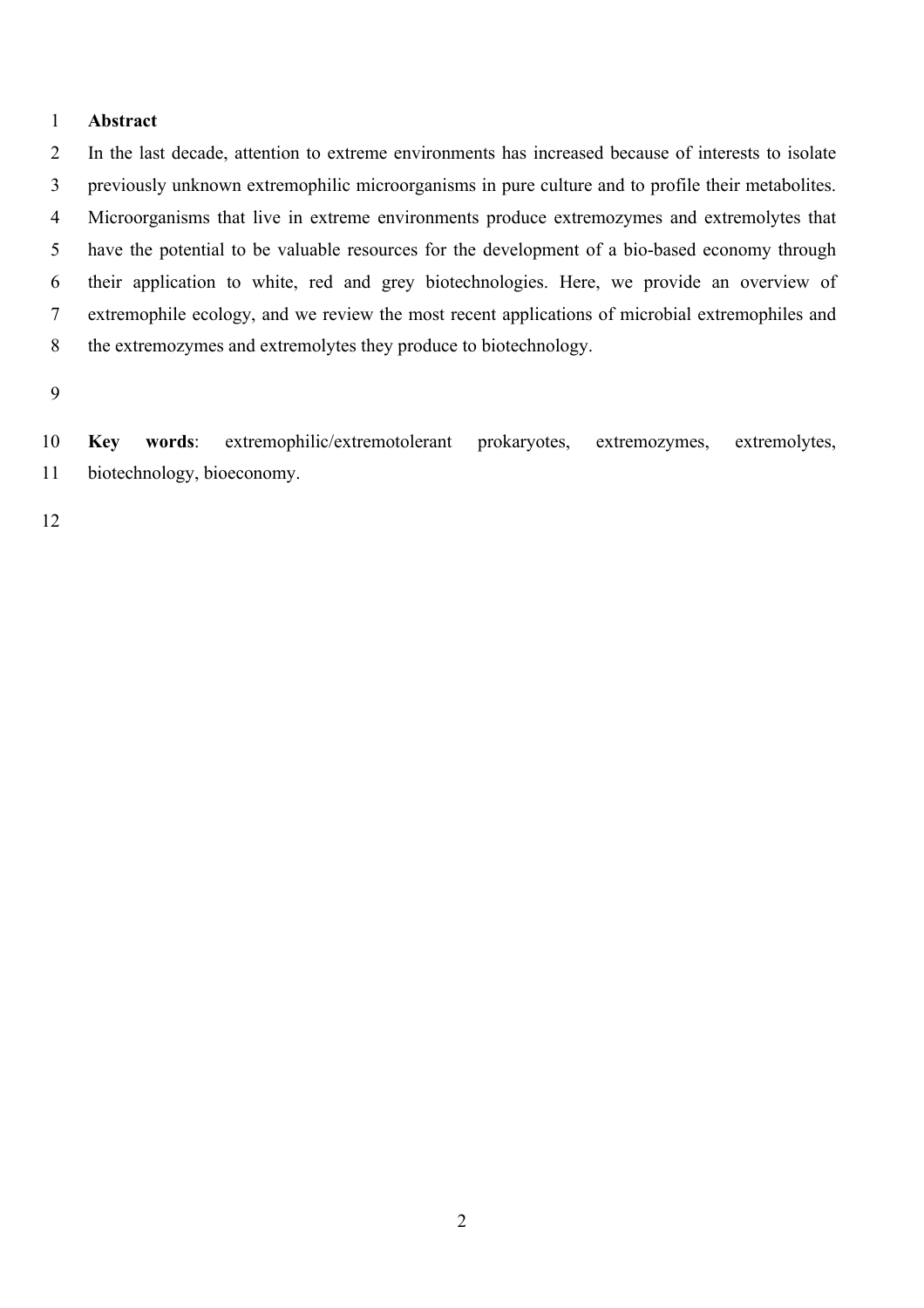**Abstract**

In the last decade, attention to extreme environments has increased because of interests to isolate previously unknown extremophilic microorganisms in pure culture and to profile their metabolites. Microorganisms that live in extreme environments produce extremozymes and extremolytes that have the potential to be valuable resources for the development of a bio-based economy through their application to white, red and grey biotechnologies. Here, we provide an overview of extremophile ecology, and we review the most recent applications of microbial extremophiles and the extremozymes and extremolytes they produce to biotechnology.

**Key words**: extremophilic/extremotolerant prokaryotes, extremozymes, extremolytes, biotechnology, bioeconomy.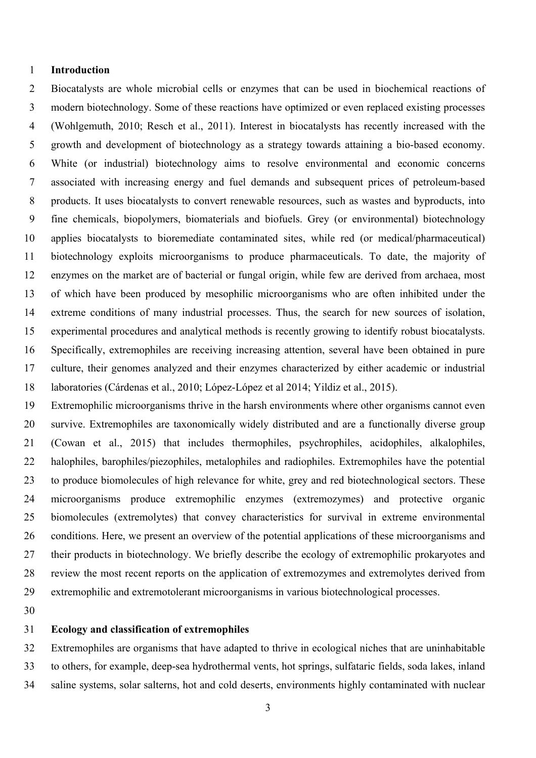## Introduction

Biocatalysts are whole microbial cells or enzymes that can be used in biochemical reactions of modern biotechnology. Some of these reactions have optimized or even replaced existing processes (Wohlgemuth, 2010; Resch et al., 2011). Interest in biocatalysts has recently increased with the growth and development of biotechnology as a strategy towards attaining a bio-based economy. White (or industrial) biotechnology aims to resolve environmental and economic concerns associated with increasing energy and fuel demands and subsequent prices of petroleum-based products. It uses biocatalysts to convert renewable resources, such as wastes and byproducts, into fine chemicals, biopolymers, biomaterials and biofuels. Grey (or environmental) biotechnology applies biocatalysts to bioremediate contaminated sites, while red (or medical/pharmaceutical) biotechnology exploits microorganisms to produce pharmaceuticals. To date, the majority of enzymes on the market are of bacterial or fungal origin, while few are derived from archaea, most of which have been produced by mesophilic microorganisms who are often inhibited under the extreme conditions of many industrial processes. Thus, the search for new sources of isolation, experimental procedures and analytical methods is recently growing to identify robust biocatalysts. Specifically, extremophiles are receiving increasing attention, several have been obtained in pure culture, their genomes analyzed and their enzymes characterized by either academic or industrial laboratories (Cárdenas et al., 2010; López-López et al 2014; Yildiz et al., 2015).

Extremophilic microorganisms thrive in the harsh environments where other organisms cannot even survive. Extremophiles are taxonomically widely distributed and are a functionally diverse group (Cowan et al., 2015) that includes thermophiles, psychrophiles, acidophiles, alkalophiles, halophiles, barophiles/piezophiles, metalophiles and radiophiles. Extremophiles have the potential to produce biomolecules of high relevance for white, grey and red biotechnological sectors. These microorganisms produce extremophilic enzymes (extremozymes) and protective organic biomolecules (extremolytes) that convey characteristics for survival in extreme environmental conditions. Here, we present an overview of the potential applications of these microorganisms and their products in biotechnology. We briefly describe the ecology of extremophilic prokaryotes and review the most recent reports on the application of extremozymes and extremolytes derived from extremophilic and extremotolerant microorganisms in various biotechnological processes.

## Ecology and classification of extremophiles

Extremophiles are organisms that have adapted to thrive in ecological niches that are uninhabitable to others, for example, deep-sea hydrothermal vents, hot springs, sulfataric fields, soda lakes, inland saline systems, solar salterns, hot and cold deserts, environments highly contaminated with nuclear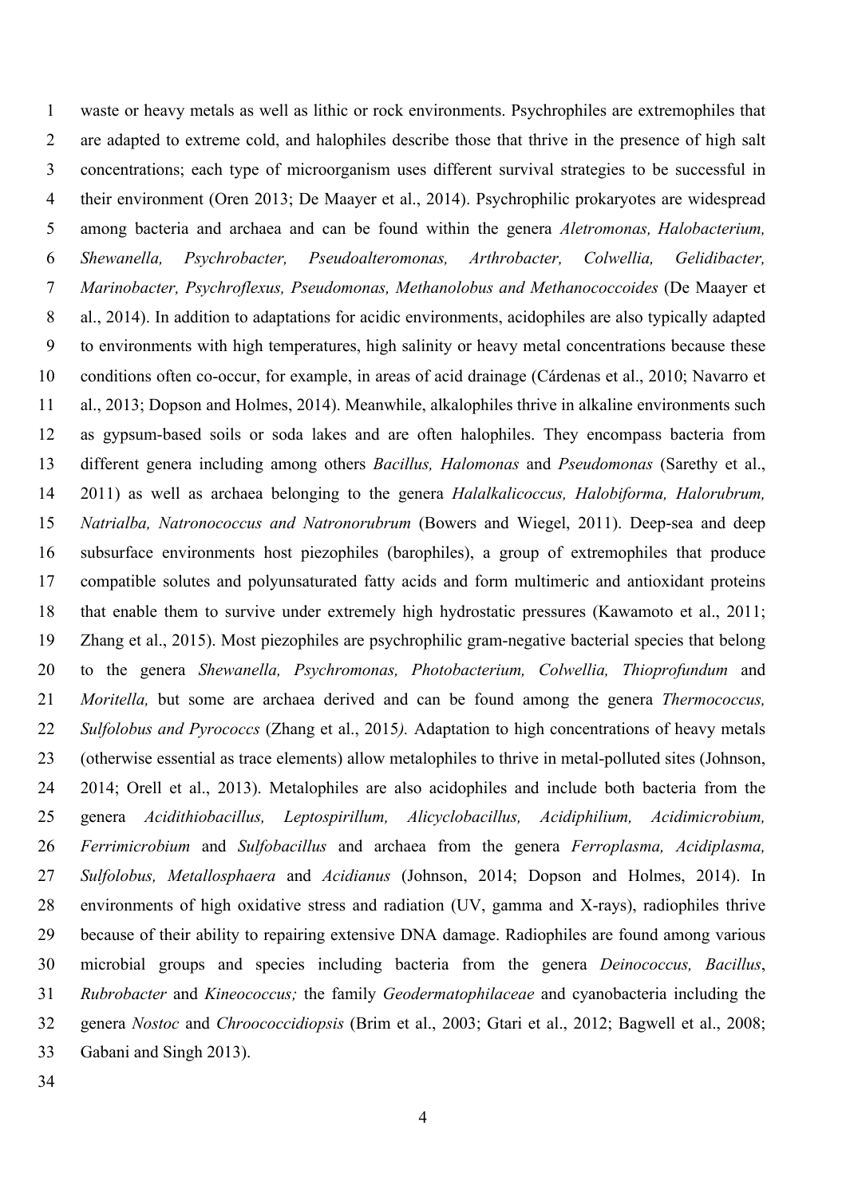waste or heavy metals as well as lithic or rock environments. Psychrophiles are extremophiles that are adapted to extreme cold, and halophiles describe those that thrive in the presence of high salt concentrations; each type of microorganism uses different survival strategies to be successful in their environment (Oren 2013; De Maayer et al., 2014). Psychrophilic prokaryotes are widespread among bacteria and archaea and can be found within the genera *Aletromonas, Halobacterium, Shewanella, Psychrobacter, Pseudoalteromonas, Arthrobacter, Colwellia, Gelidibacter, Marinobacter, Psychroflexus, Pseudomonas, Methanolobus and Methanococcoides* (De Maayer et al., 2014). In addition to adaptations for acidic environments, acidophiles are also typically adapted to environments with high temperatures, high salinity or heavy metal concentrations because these conditions often co-occur, for example, in areas of acid drainage (Cárdenas et al., 2010; Navarro et al., 2013; Dopson and Holmes, 2014). Meanwhile, alkalophiles thrive in alkaline environments such as gypsum-based soils or soda lakes and are often halophiles. They encompass bacteria from different genera including among others *Bacillus, Halomonas* and *Pseudomonas* (Sarethy et al., 2011) as well as archaea belonging to the genera *Halalkalicoccus, Halobiforma, Halorubrum, Natrialba, Natronococcus and Natronorubrum* (Bowers and Wiegel, 2011). Deep-sea and deep subsurface environments host piezophiles (barophiles), a group of extremophiles that produce compatible solutes and polyunsaturated fatty acids and form multimeric and antioxidant proteins that enable them to survive under extremely high hydrostatic pressures (Kawamoto et al., 2011; Zhang et al., 2015). Most piezophiles are psychrophilic gram-negative bacterial species that belong to the genera *Shewanella, Psychromonas, Photobacterium, Colwellia, Thioprofundum* and *Moritella,* but some are archaea derived and can be found among the genera *Thermococcus, Sulfolobus and Pyrococcs* (Zhang et al., 2015). Adaptation to high concentrations of heavy metals (otherwise essential as trace elements) allow metalophiles to thrive in metal-polluted sites (Johnson, 2014; Orell et al., 2013). Metalophiles are also acidophiles and include both bacteria from the genera *Acidithiobacillus, Leptospirillum, Alicyclobacillus, Acidiphilium, Acidimicrobium, Ferrimicrobium* and *Sulfobacillus* and archaea from the genera *Ferroplasma, Acidiplasma, Sulfolobus, Metallosphaera* and *Acidianus* (Johnson, 2014; Dopson and Holmes, 2014). In environments of high oxidative stress and radiation (UV, gamma and X-rays), radiophiles thrive because of their ability to repairing extensive DNA damage. Radiophiles are found among various microbial groups and species including bacteria from the genera *Deinococcus, Bacillus*, *Rubrobacter* and *Kineococcus;* the family *Geodermatophilaceae* and cyanobacteria including the genera *Nostoc* and *Chroococcidiopsis* (Brim et al., 2003; Gtari et al., 2012; Bagwell et al., 2008; Gabani and Singh 2013).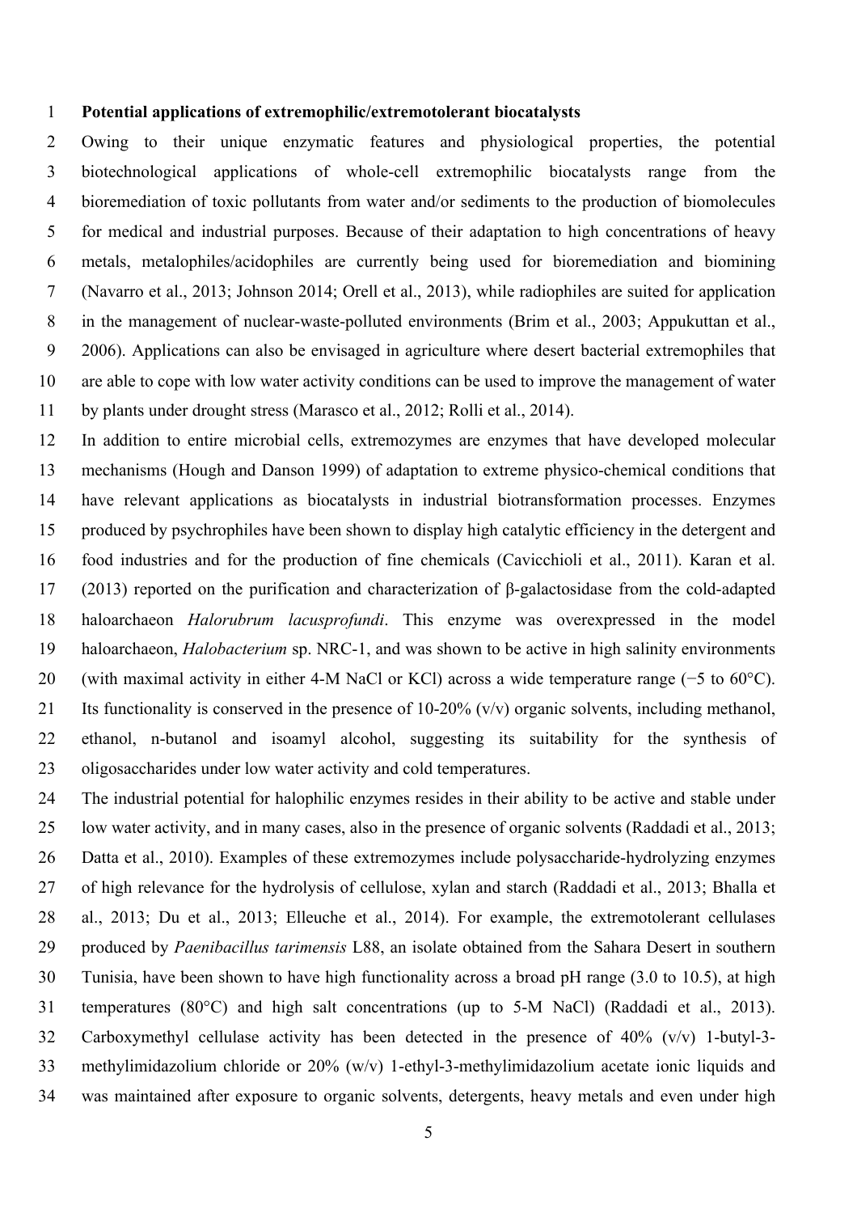**Potential applications of extremophilic/extremotolerant biocatalysts**

Owing to their unique enzymatic features and physiological properties, the potential biotechnological applications of whole-cell extremophilic biocatalysts range from the bioremediation of toxic pollutants from water and/or sediments to the production of biomolecules for medical and industrial purposes. Because of their adaptation to high concentrations of heavy metals, metalophiles/acidophiles are currently being used for bioremediation and biomining (Navarro et al., 2013; Johnson 2014; Orell et al., 2013), while radiophiles are suited for application in the management of nuclear-waste-polluted environments (Brim et al., 2003; Appukuttan et al., 2006). Applications can also be envisaged in agriculture where desert bacterial extremophiles that are able to cope with low water activity conditions can be used to improve the management of water by plants under drought stress (Marasco et al., 2012; Rolli et al., 2014).

In addition to entire microbial cells, extremozymes are enzymes that have developed molecular mechanisms (Hough and Danson 1999) of adaptation to extreme physico-chemical conditions that have relevant applications as biocatalysts in industrial biotransformation processes. Enzymes produced by psychrophiles have been shown to display high catalytic efficiency in the detergent and food industries and for the production of fine chemicals (Cavicchioli et al., 2011). Karan et al. (2013) reported on the purification and characterization of β-galactosidase from the cold-adapted haloarchaeon *Halorubrum lacusprofundi*. This enzyme was overexpressed in the model haloarchaeon, *Halobacterium* sp. NRC-1, and was shown to be active in high salinity environments (with maximal activity in either 4-M NaCl or KCl) across a wide temperature range (−5 to 60°C). Its functionality is conserved in the presence of 10-20% (v/v) organic solvents, including methanol, ethanol, n-butanol and isoamyl alcohol, suggesting its suitability for the synthesis of oligosaccharides under low water activity and cold temperatures.

The industrial potential for halophilic enzymes resides in their ability to be active and stable under low water activity, and in many cases, also in the presence of organic solvents (Raddadi et al., 2013; Datta et al., 2010). Examples of these extremozymes include polysaccharide-hydrolyzing enzymes of high relevance for the hydrolysis of cellulose, xylan and starch (Raddadi et al., 2013; Bhalla et al., 2013; Du et al., 2013; Elleuche et al., 2014). For example, the extremotolerant cellulases produced by *Paenibacillus tarimensis* L88, an isolate obtained from the Sahara Desert in southern Tunisia, have been shown to have high functionality across a broad pH range (3.0 to 10.5), at high temperatures (80°C) and high salt concentrations (up to 5-M NaCl) (Raddadi et al., 2013). Carboxymethyl cellulase activity has been detected in the presence of 40% (v/v) 1-butyl-3-methylimidazolium chloride or 20% (w/v) 1-ethyl-3-methylimidazolium acetate ionic liquids and was maintained after exposure to organic solvents, detergents, heavy metals and even under high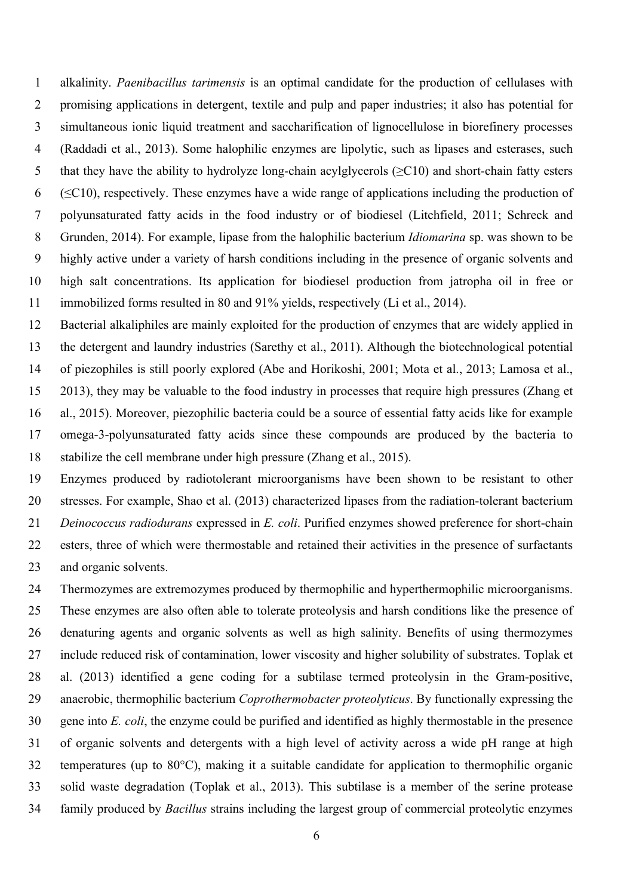alkalinity. *Paenibacillus tarimensis* is an optimal candidate for the production of cellulases with promising applications in detergent, textile and pulp and paper industries; it also has potential for simultaneous ionic liquid treatment and saccharification of lignocellulose in biorefinery processes (Raddadi et al., 2013). Some halophilic enzymes are lipolytic, such as lipases and esterases, such that they have the ability to hydrolyze long-chain acylglycerols ($\geq$C10) and short-chain fatty esters ($\leq$C10), respectively. These enzymes have a wide range of applications including the production of polyunsaturated fatty acids in the food industry or of biodiesel (Litchfield, 2011; Schreck and Grunden, 2014). For example, lipase from the halophilic bacterium *Idiomarina* sp. was shown to be highly active under a variety of harsh conditions including in the presence of organic solvents and high salt concentrations. Its application for biodiesel production from jatropha oil in free or immobilized forms resulted in 80 and 91% yields, respectively (Li et al., 2014).

Bacterial alkaliphiles are mainly exploited for the production of enzymes that are widely applied in the detergent and laundry industries (Sarethy et al., 2011). Although the biotechnological potential of piezophiles is still poorly explored (Abe and Horikoshi, 2001; Mota et al., 2013; Lamosa et al., 2013), they may be valuable to the food industry in processes that require high pressures (Zhang et al., 2015). Moreover, piezophilic bacteria could be a source of essential fatty acids like for example omega-3-polyunsaturated fatty acids since these compounds are produced by the bacteria to stabilize the cell membrane under high pressure (Zhang et al., 2015).

Enzymes produced by radiotolerant microorganisms have been shown to be resistant to other stresses. For example, Shao et al. (2013) characterized lipases from the radiation-tolerant bacterium *Deinococcus radiodurans* expressed in *E. coli*. Purified enzymes showed preference for short-chain esters, three of which were thermostable and retained their activities in the presence of surfactants and organic solvents.

Thermozymes are extremozymes produced by thermophilic and hyperthermophilic microorganisms. These enzymes are also often able to tolerate proteolysis and harsh conditions like the presence of denaturing agents and organic solvents as well as high salinity. Benefits of using thermozymes include reduced risk of contamination, lower viscosity and higher solubility of substrates. Toplak et al. (2013) identified a gene coding for a subtilase termed proteolysin in the Gram-positive, anaerobic, thermophilic bacterium *Coprothermobacter proteolyticus*. By functionally expressing the gene into *E. coli*, the enzyme could be purified and identified as highly thermostable in the presence of organic solvents and detergents with a high level of activity across a wide pH range at high temperatures (up to 80°C), making it a suitable candidate for application to thermophilic organic solid waste degradation (Toplak et al., 2013). This subtilase is a member of the serine protease family produced by *Bacillus* strains including the largest group of commercial proteolytic enzymes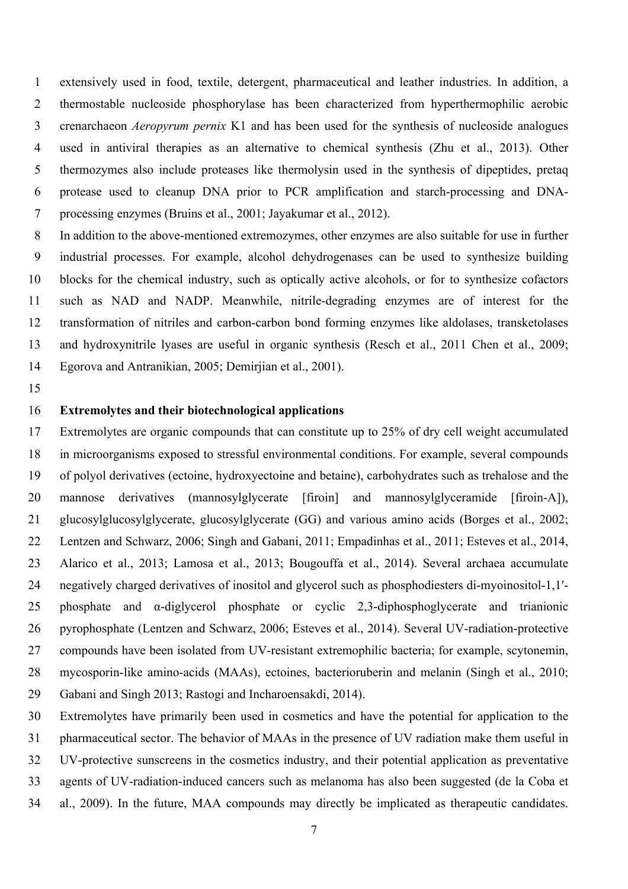extensively used in food, textile, detergent, pharmaceutical and leather industries. In addition, a thermostable nucleoside phosphorylase has been characterized from hyperthermophilic aerobic crenarchaeon *Aeropyrum pernix* K1 and has been used for the synthesis of nucleoside analogues used in antiviral therapies as an alternative to chemical synthesis (Zhu et al., 2013). Other thermozymes also include proteases like thermolysin used in the synthesis of dipeptides, pretaq protease used to cleanup DNA prior to PCR amplification and starch-processing and DNA-processing enzymes (Bruins et al., 2001; Jayakumar et al., 2012).

In addition to the above-mentioned extremozymes, other enzymes are also suitable for use in further industrial processes. For example, alcohol dehydrogenases can be used to synthesize building blocks for the chemical industry, such as optically active alcohols, or for to synthesize cofactors such as NAD and NADP. Meanwhile, nitrile-degrading enzymes are of interest for the transformation of nitriles and carbon-carbon bond forming enzymes like aldolases, transketolases and hydroxynitrile lyases are useful in organic synthesis (Resch et al., 2011 Chen et al., 2009; Egorova and Antranikian, 2005; Demirjian et al., 2001).

## Extremolytes and their biotechnological applications

Extremolytes are organic compounds that can constitute up to 25% of dry cell weight accumulated in microorganisms exposed to stressful environmental conditions. For example, several compounds of polyol derivatives (ectoine, hydroxyectoine and betaine), carbohydrates such as trehalose and the mannose derivatives (mannosylglycerate [firoin] and mannosylglyceramide [firoin-A]), glucosylglucosylglycerate, glucosylglycerate (GG) and various amino acids (Borges et al., 2002; Lentzen and Schwarz, 2006; Singh and Gabani, 2011; Empadinhas et al., 2011; Esteves et al., 2014, Alarico et al., 2013; Lamosa et al., 2013; Bougouffa et al., 2014). Several archaea accumulate negatively charged derivatives of inositol and glycerol such as phosphodiesters di-myoinositol-1,1′-phosphate and α-diglycerol phosphate or cyclic 2,3-diphosphoglycerate and trianionic pyrophosphate (Lentzen and Schwarz, 2006; Esteves et al., 2014). Several UV-radiation-protective compounds have been isolated from UV-resistant extremophilic bacteria; for example, scytonemin, mycosporin-like amino-acids (MAAs), ectoines, bacterioruberin and melanin (Singh et al., 2010; Gabani and Singh 2013; Rastogi and Incharoensakdi, 2014).

Extremolytes have primarily been used in cosmetics and have the potential for application to the pharmaceutical sector. The behavior of MAAs in the presence of UV radiation make them useful in UV-protective sunscreens in the cosmetics industry, and their potential application as preventative agents of UV-radiation-induced cancers such as melanoma has also been suggested (de la Coba et al., 2009). In the future, MAA compounds may directly be implicated as therapeutic candidates.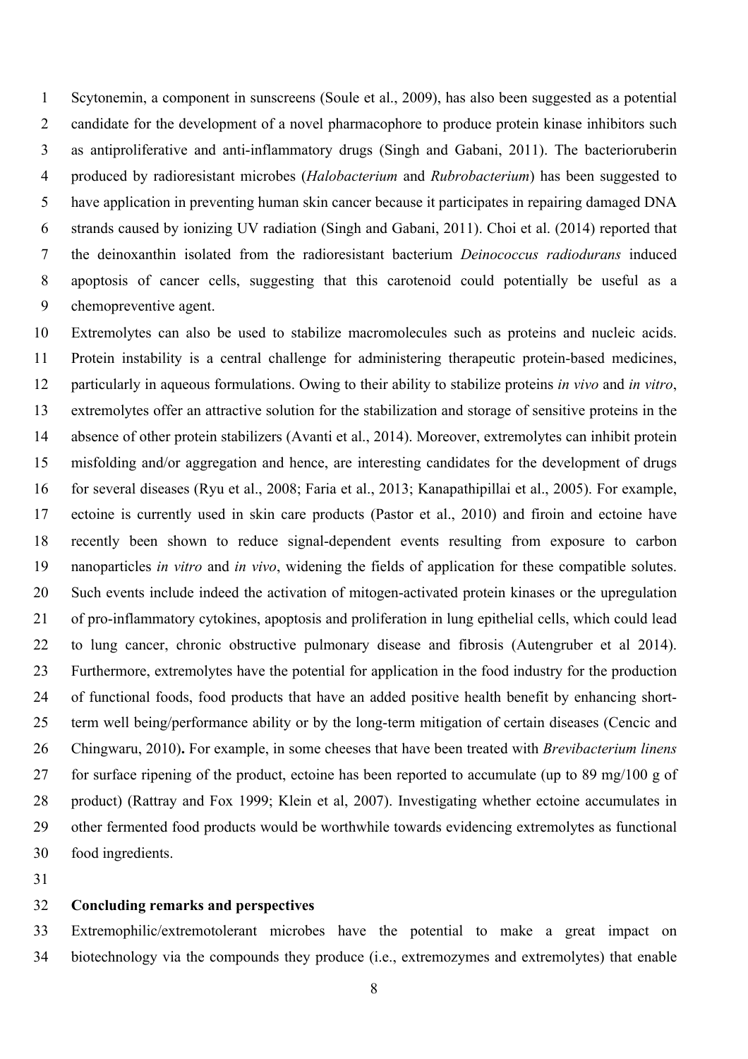Scytonemin, a component in sunscreens (Soule et al., 2009), has also been suggested as a potential candidate for the development of a novel pharmacophore to produce protein kinase inhibitors such as antiproliferative and anti-inflammatory drugs (Singh and Gabani, 2011). The bacterioruberin produced by radioresistant microbes (*Halobacterium* and *Rubrobacterium*) has been suggested to have application in preventing human skin cancer because it participates in repairing damaged DNA strands caused by ionizing UV radiation (Singh and Gabani, 2011). Choi et al. (2014) reported that the deinoxanthin isolated from the radioresistant bacterium *Deinococcus radiodurans* induced apoptosis of cancer cells, suggesting that this carotenoid could potentially be useful as a chemopreventive agent.

Extremolytes can also be used to stabilize macromolecules such as proteins and nucleic acids. Protein instability is a central challenge for administering therapeutic protein-based medicines, particularly in aqueous formulations. Owing to their ability to stabilize proteins *in vivo* and *in vitro*, extremolytes offer an attractive solution for the stabilization and storage of sensitive proteins in the absence of other protein stabilizers (Avanti et al., 2014). Moreover, extremolytes can inhibit protein misfolding and/or aggregation and hence, are interesting candidates for the development of drugs for several diseases (Ryu et al., 2008; Faria et al., 2013; Kanapathipillai et al., 2005). For example, ectoine is currently used in skin care products (Pastor et al., 2010) and firoin and ectoine have recently been shown to reduce signal-dependent events resulting from exposure to carbon nanoparticles *in vitro* and *in vivo*, widening the fields of application for these compatible solutes. Such events include indeed the activation of mitogen-activated protein kinases or the upregulation of pro-inflammatory cytokines, apoptosis and proliferation in lung epithelial cells, which could lead to lung cancer, chronic obstructive pulmonary disease and fibrosis (Autengruber et al 2014). Furthermore, extremolytes have the potential for application in the food industry for the production of functional foods, food products that have an added positive health benefit by enhancing short-term well being/performance ability or by the long-term mitigation of certain diseases (Cencic and Chingwaru, 2010). For example, in some cheeses that have been treated with *Brevibacterium linens* for surface ripening of the product, ectoine has been reported to accumulate (up to 89 mg/100 g of product) (Rattray and Fox 1999; Klein et al, 2007). Investigating whether ectoine accumulates in other fermented food products would be worthwhile towards evidencing extremolytes as functional food ingredients.

**Concluding remarks and perspectives**

Extremophilic/extremotolerant microbes have the potential to make a great impact on biotechnology via the compounds they produce (i.e., extremozymes and extremolytes) that enable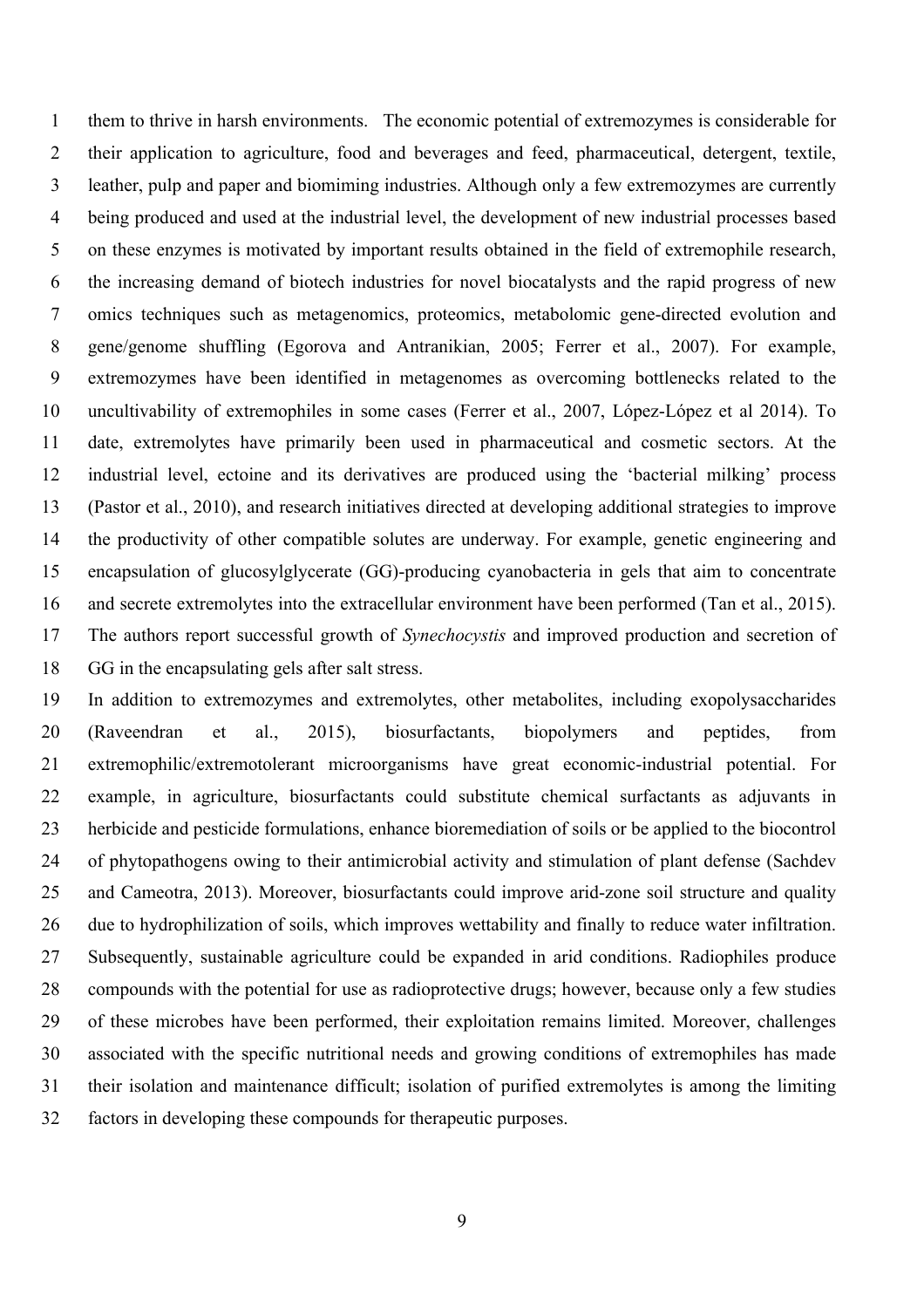them to thrive in harsh environments. The economic potential of extremozymes is considerable for their application to agriculture, food and beverages and feed, pharmaceutical, detergent, textile, leather, pulp and paper and biomiming industries. Although only a few extremozymes are currently being produced and used at the industrial level, the development of new industrial processes based on these enzymes is motivated by important results obtained in the field of extremophile research, the increasing demand of biotech industries for novel biocatalysts and the rapid progress of new omics techniques such as metagenomics, proteomics, metabolomic gene-directed evolution and gene/genome shuffling (Egorova and Antranikian, 2005; Ferrer et al., 2007). For example, extremozymes have been identified in metagenomes as overcoming bottlenecks related to the uncultivability of extremophiles in some cases (Ferrer et al., 2007, López-López et al 2014). To date, extremolytes have primarily been used in pharmaceutical and cosmetic sectors. At the industrial level, ectoine and its derivatives are produced using the 'bacterial milking' process (Pastor et al., 2010), and research initiatives directed at developing additional strategies to improve the productivity of other compatible solutes are underway. For example, genetic engineering and encapsulation of glucosylglycerate (GG)-producing cyanobacteria in gels that aim to concentrate and secrete extremolytes into the extracellular environment have been performed (Tan et al., 2015). The authors report successful growth of *Synechocystis* and improved production and secretion of GG in the encapsulating gels after salt stress.

In addition to extremozymes and extremolytes, other metabolites, including exopolysaccharides (Raveendran et al., 2015), biosurfactants, biopolymers and peptides, from extremophilic/extremotolerant microorganisms have great economic-industrial potential. For example, in agriculture, biosurfactants could substitute chemical surfactants as adjuvants in herbicide and pesticide formulations, enhance bioremediation of soils or be applied to the biocontrol of phytopathogens owing to their antimicrobial activity and stimulation of plant defense (Sachdev and Cameotra, 2013). Moreover, biosurfactants could improve arid-zone soil structure and quality due to hydrophilization of soils, which improves wettability and finally to reduce water infiltration. Subsequently, sustainable agriculture could be expanded in arid conditions. Radiophiles produce compounds with the potential for use as radioprotective drugs; however, because only a few studies of these microbes have been performed, their exploitation remains limited. Moreover, challenges associated with the specific nutritional needs and growing conditions of extremophiles has made their isolation and maintenance difficult; isolation of purified extremolytes is among the limiting factors in developing these compounds for therapeutic purposes.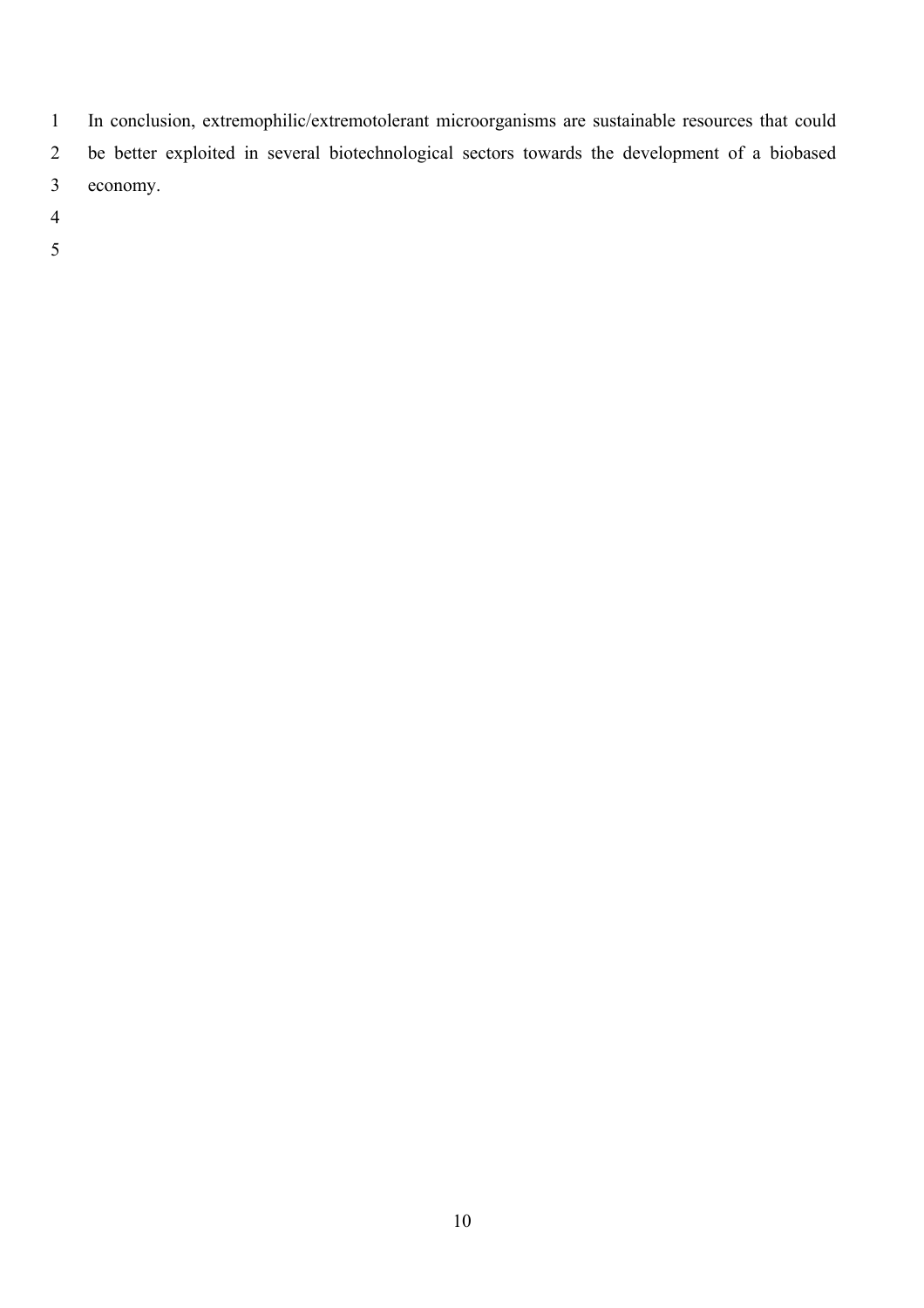In conclusion, extremophilic/extremotolerant microorganisms are sustainable resources that could be better exploited in several biotechnological sectors towards the development of a biobased economy.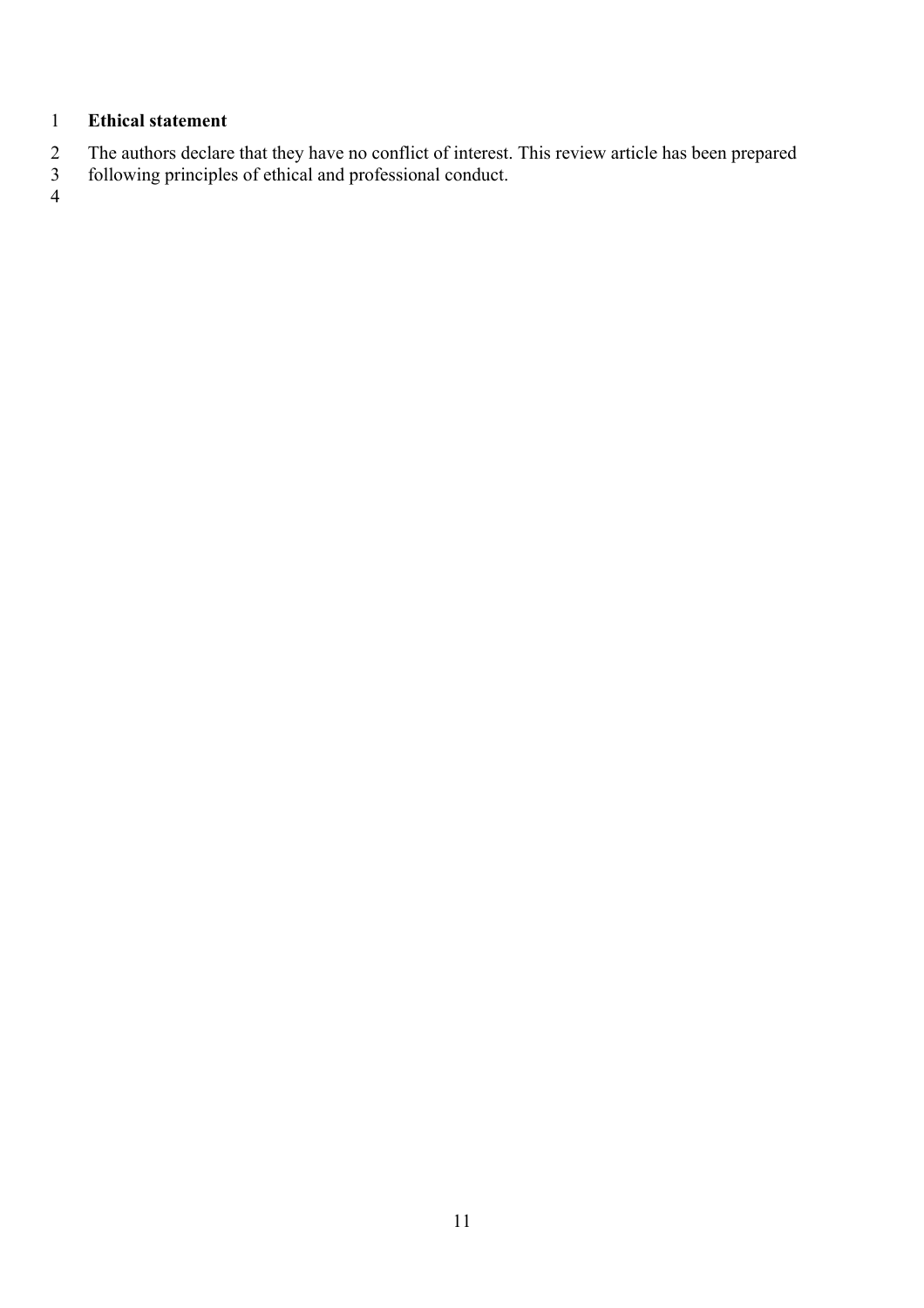## Ethical statement

The authors declare that they have no conflict of interest. This review article has been prepared following principles of ethical and professional conduct.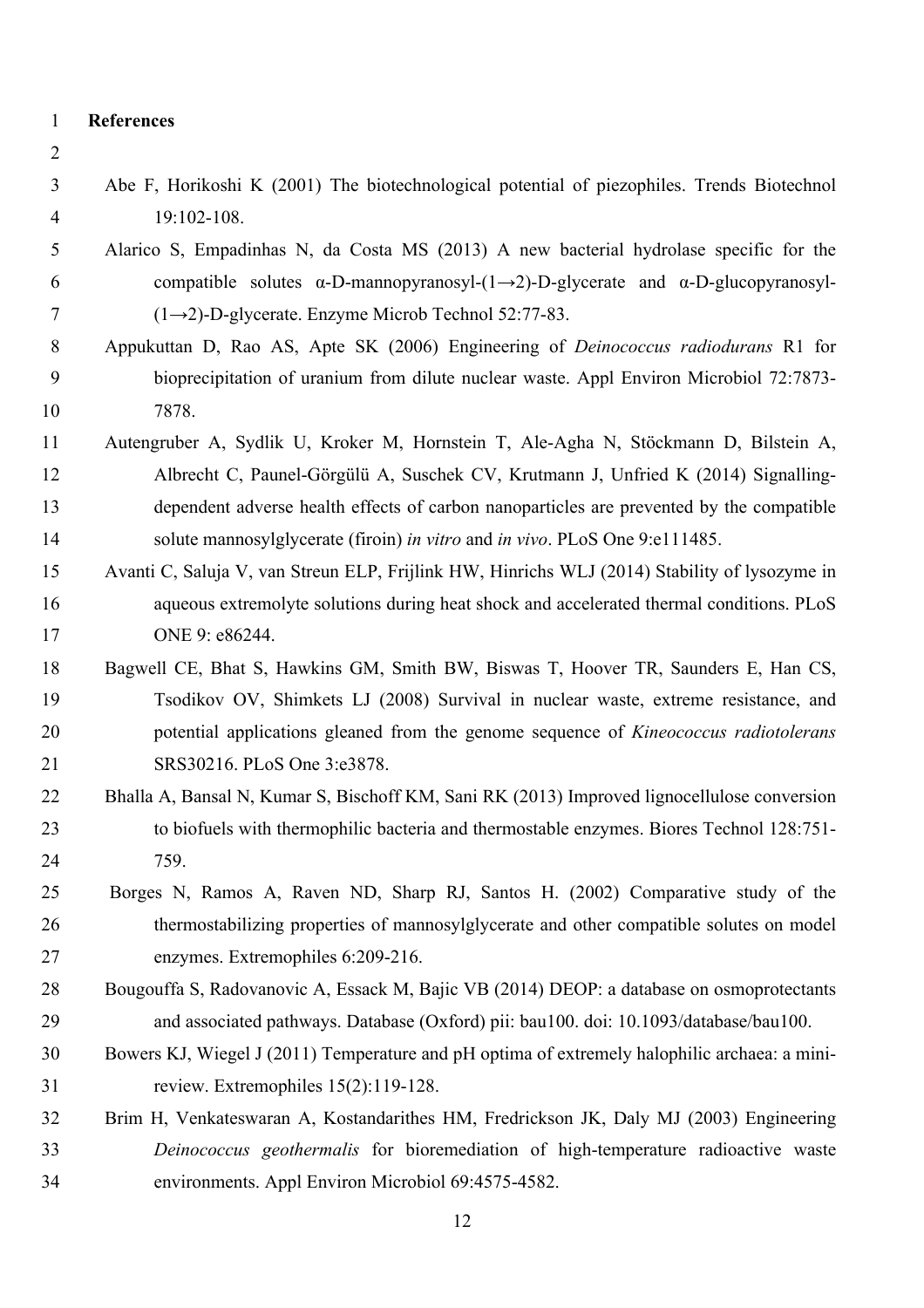**References**

Abe F, Horikoshi K (2001) The biotechnological potential of piezophiles. Trends Biotechnol 19:102-108.

Alarico S, Empadinhas N, da Costa MS (2013) A new bacterial hydrolase specific for the compatible solutes α-D-mannopyranosyl-(1→2)-D-glycerate and α-D-glucopyranosyl-(1→2)-D-glycerate. Enzyme Microb Technol 52:77-83.

Appukuttan D, Rao AS, Apte SK (2006) Engineering of *Deinococcus radiodurans* R1 for bioprecipitation of uranium from dilute nuclear waste. Appl Environ Microbiol 72:7873-7878.

Autengruber A, Sydlik U, Kroker M, Hornstein T, Ale-Agha N, Stöckmann D, Bilstein A, Albrecht C, Paunel-Görgülü A, Suschek CV, Krutmann J, Unfried K (2014) Signalling-dependent adverse health effects of carbon nanoparticles are prevented by the compatible solute mannosylglycerate (firoin) *in vitro* and *in vivo*. PLoS One 9:e111485.

Avanti C, Saluja V, van Streun ELP, Frijlink HW, Hinrichs WLJ (2014) Stability of lysozyme in aqueous extremolyte solutions during heat shock and accelerated thermal conditions. PLoS ONE 9: e86244.

Bagwell CE, Bhat S, Hawkins GM, Smith BW, Biswas T, Hoover TR, Saunders E, Han CS, Tsodikov OV, Shimkets LJ (2008) Survival in nuclear waste, extreme resistance, and potential applications gleaned from the genome sequence of *Kineococcus radiotolerans* SRS30216. PLoS One 3:e3878.

Bhalla A, Bansal N, Kumar S, Bischoff KM, Sani RK (2013) Improved lignocellulose conversion to biofuels with thermophilic bacteria and thermostable enzymes. Biores Technol 128:751-759.

Borges N, Ramos A, Raven ND, Sharp RJ, Santos H. (2002) Comparative study of the thermostabilizing properties of mannosylglycerate and other compatible solutes on model enzymes. Extremophiles 6:209-216.

Bougouffa S, Radovanovic A, Essack M, Bajic VB (2014) DEOP: a database on osmoprotectants and associated pathways. Database (Oxford) pii: bau100. doi: 10.1093/database/bau100.

Bowers KJ, Wiegel J (2011) Temperature and pH optima of extremely halophilic archaea: a mini-review. Extremophiles 15(2):119-128.

Brim H, Venkateswaran A, Kostandarithes HM, Fredrickson JK, Daly MJ (2003) Engineering *Deinococcus geothermalis* for bioremediation of high-temperature radioactive waste environments. Appl Environ Microbiol 69:4575-4582.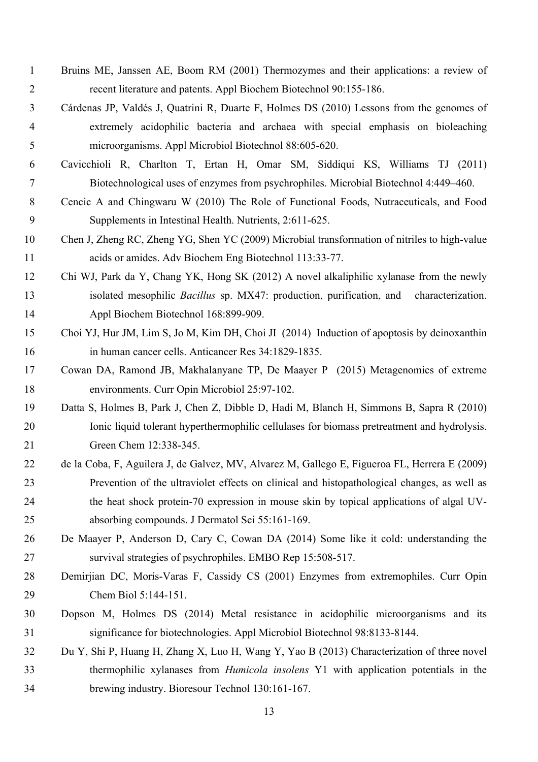Bruins ME, Janssen AE, Boom RM (2001) Thermozymes and their applications: a review of recent literature and patents. Appl Biochem Biotechnol 90:155-186.

Cárdenas JP, Valdés J, Quatrini R, Duarte F, Holmes DS (2010) Lessons from the genomes of extremely acidophilic bacteria and archaea with special emphasis on bioleaching microorganisms. Appl Microbiol Biotechnol 88:605-620.

Cavicchioli R, Charlton T, Ertan H, Omar SM, Siddiqui KS, Williams TJ (2011) Biotechnological uses of enzymes from psychrophiles. Microbial Biotechnol 4:449–460.

Cencic A and Chingwaru W (2010) The Role of Functional Foods, Nutraceuticals, and Food Supplements in Intestinal Health. Nutrients, 2:611-625.

Chen J, Zheng RC, Zheng YG, Shen YC (2009) Microbial transformation of nitriles to high-value acids or amides. Adv Biochem Eng Biotechnol 113:33-77.

Chi WJ, Park da Y, Chang YK, Hong SK (2012) A novel alkaliphilic xylanase from the newly isolated mesophilic *Bacillus* sp. MX47: production, purification, and characterization. Appl Biochem Biotechnol 168:899-909.

Choi YJ, Hur JM, Lim S, Jo M, Kim DH, Choi JI (2014) Induction of apoptosis by deinoxanthin in human cancer cells. Anticancer Res 34:1829-1835.

Cowan DA, Ramond JB, Makhalanyane TP, De Maayer P (2015) Metagenomics of extreme environments. Curr Opin Microbiol 25:97-102.

Datta S, Holmes B, Park J, Chen Z, Dibble D, Hadi M, Blanch H, Simmons B, Sapra R (2010) Ionic liquid tolerant hyperthermophilic cellulases for biomass pretreatment and hydrolysis. Green Chem 12:338-345.

de la Coba, F, Aguilera J, de Galvez, MV, Alvarez M, Gallego E, Figueroa FL, Herrera E (2009) Prevention of the ultraviolet effects on clinical and histopathological changes, as well as the heat shock protein-70 expression in mouse skin by topical applications of algal UV-absorbing compounds. J Dermatol Sci 55:161-169.

De Maayer P, Anderson D, Cary C, Cowan DA (2014) Some like it cold: understanding the survival strategies of psychrophiles. EMBO Rep 15:508-517.

Demirjian DC, Morís-Varas F, Cassidy CS (2001) Enzymes from extremophiles. Curr Opin Chem Biol 5:144-151.

Dopson M, Holmes DS (2014) Metal resistance in acidophilic microorganisms and its significance for biotechnologies. Appl Microbiol Biotechnol 98:8133-8144.

Du Y, Shi P, Huang H, Zhang X, Luo H, Wang Y, Yao B (2013) Characterization of three novel thermophilic xylanases from *Humicola insolens* Y1 with application potentials in the brewing industry. Bioresour Technol 130:161-167.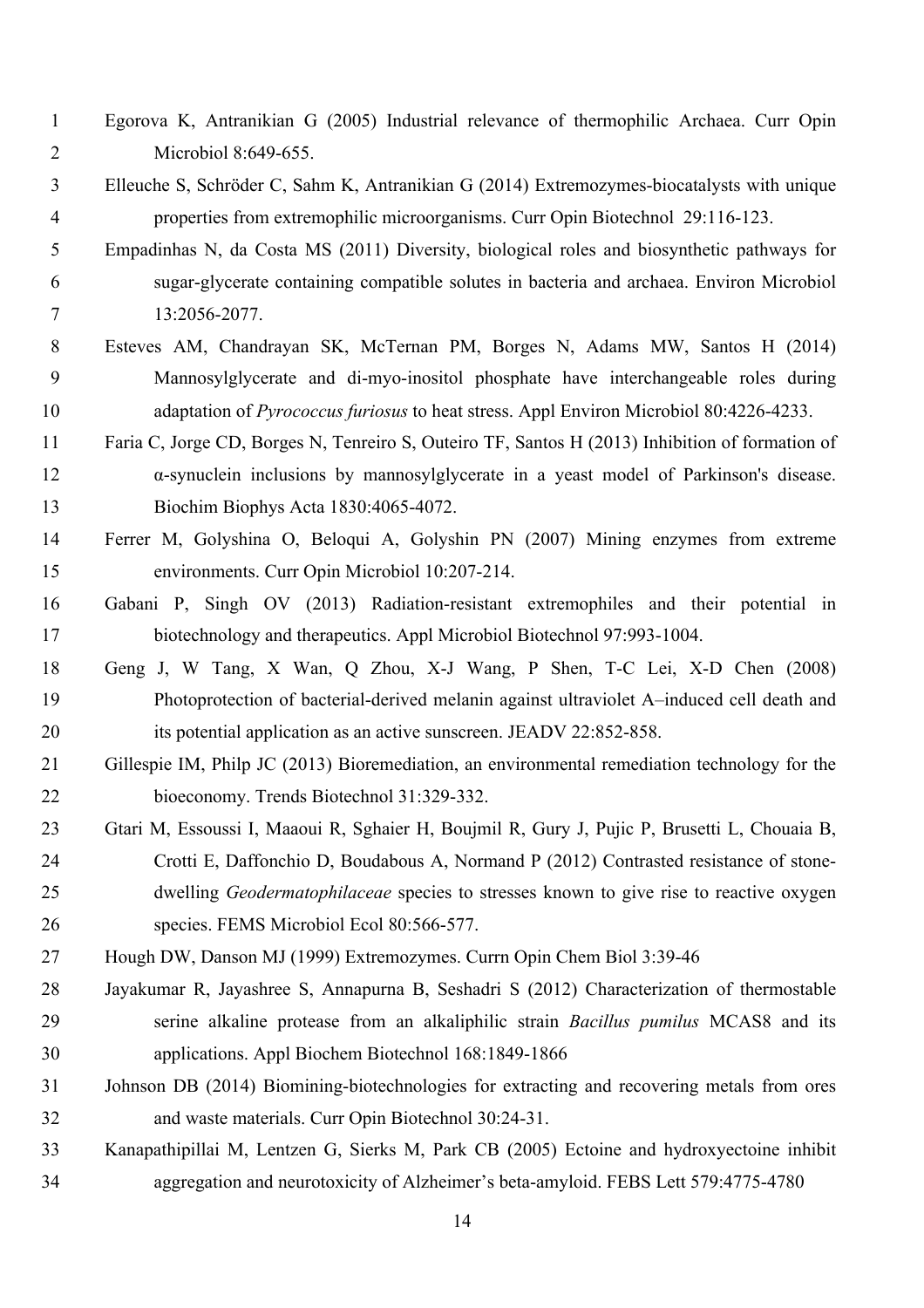Egorova K, Antranikian G (2005) Industrial relevance of thermophilic Archaea. Curr Opin Microbiol 8:649-655.

Elleuche S, Schröder C, Sahm K, Antranikian G (2014) Extremozymes-biocatalysts with unique properties from extremophilic microorganisms. Curr Opin Biotechnol 29:116-123.

Empadinhas N, da Costa MS (2011) Diversity, biological roles and biosynthetic pathways for sugar-glycerate containing compatible solutes in bacteria and archaea. Environ Microbiol 13:2056-2077.

Esteves AM, Chandrayan SK, McTernan PM, Borges N, Adams MW, Santos H (2014) Mannosylglycerate and di-myo-inositol phosphate have interchangeable roles during adaptation of *Pyrococcus furiosus* to heat stress. Appl Environ Microbiol 80:4226-4233.

Faria C, Jorge CD, Borges N, Tenreiro S, Outeiro TF, Santos H (2013) Inhibition of formation of α-synuclein inclusions by mannosylglycerate in a yeast model of Parkinson's disease. Biochim Biophys Acta 1830:4065-4072.

Ferrer M, Golyshina O, Beloqui A, Golyshin PN (2007) Mining enzymes from extreme environments. Curr Opin Microbiol 10:207-214.

Gabani P, Singh OV (2013) Radiation-resistant extremophiles and their potential in biotechnology and therapeutics. Appl Microbiol Biotechnol 97:993-1004.

Geng J, W Tang, X Wan, Q Zhou, X-J Wang, P Shen, T-C Lei, X-D Chen (2008) Photoprotection of bacterial-derived melanin against ultraviolet A–induced cell death and its potential application as an active sunscreen. JEADV 22:852-858.

Gillespie IM, Philp JC (2013) Bioremediation, an environmental remediation technology for the bioeconomy. Trends Biotechnol 31:329-332.

Gtari M, Essoussi I, Maaoui R, Sghaier H, Boujmil R, Gury J, Pujic P, Brusetti L, Chouaia B, Crotti E, Daffonchio D, Boudabous A, Normand P (2012) Contrasted resistance of stone-dwelling *Geodermatophilaceae* species to stresses known to give rise to reactive oxygen species. FEMS Microbiol Ecol 80:566-577.

Hough DW, Danson MJ (1999) Extremozymes. Currn Opin Chem Biol 3:39-46

Jayakumar R, Jayashree S, Annapurna B, Seshadri S (2012) Characterization of thermostable serine alkaline protease from an alkaliphilic strain *Bacillus pumilus* MCAS8 and its applications. Appl Biochem Biotechnol 168:1849-1866

Johnson DB (2014) Biomining-biotechnologies for extracting and recovering metals from ores and waste materials. Curr Opin Biotechnol 30:24-31.

Kanapathipillai M, Lentzen G, Sierks M, Park CB (2005) Ectoine and hydroxyectoine inhibit aggregation and neurotoxicity of Alzheimer's beta-amyloid. FEBS Lett 579:4775-4780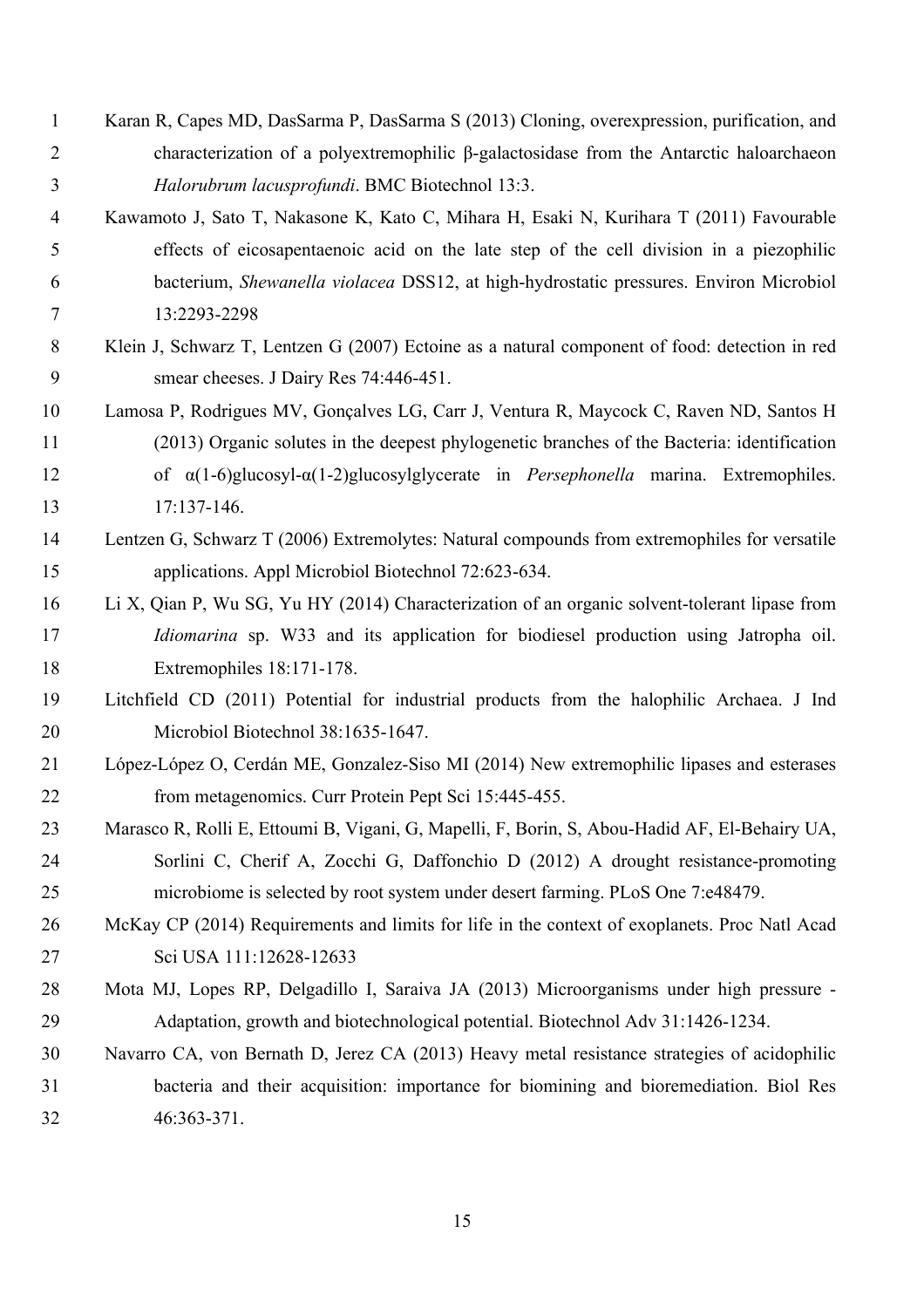Karan R, Capes MD, DasSarma P, DasSarma S (2013) Cloning, overexpression, purification, and characterization of a polyextremophilic β-galactosidase from the Antarctic haloarchaeon *Halorubrum lacusprofundi*. BMC Biotechnol 13:3.

Kawamoto J, Sato T, Nakasone K, Kato C, Mihara H, Esaki N, Kurihara T (2011) Favourable effects of eicosapentaenoic acid on the late step of the cell division in a piezophilic bacterium, *Shewanella violacea* DSS12, at high-hydrostatic pressures. Environ Microbiol 13:2293-2298

Klein J, Schwarz T, Lentzen G (2007) Ectoine as a natural component of food: detection in red smear cheeses. J Dairy Res 74:446-451.

Lamosa P, Rodrigues MV, Gonçalves LG, Carr J, Ventura R, Maycock C, Raven ND, Santos H (2013) Organic solutes in the deepest phylogenetic branches of the Bacteria: identification of α(1-6)glucosyl-α(1-2)glucosylglycerate in *Persephonella* marina. Extremophiles. 17:137-146.

Lentzen G, Schwarz T (2006) Extremolytes: Natural compounds from extremophiles for versatile applications. Appl Microbiol Biotechnol 72:623-634.

Li X, Qian P, Wu SG, Yu HY (2014) Characterization of an organic solvent-tolerant lipase from *Idiomarina* sp. W33 and its application for biodiesel production using Jatropha oil. Extremophiles 18:171-178.

Litchfield CD (2011) Potential for industrial products from the halophilic Archaea. J Ind Microbiol Biotechnol 38:1635-1647.

López-López O, Cerdán ME, Gonzalez-Siso MI (2014) New extremophilic lipases and esterases from metagenomics. Curr Protein Pept Sci 15:445-455.

Marasco R, Rolli E, Ettoumi B, Vigani, G, Mapelli, F, Borin, S, Abou-Hadid AF, El-Behairy UA, Sorlini C, Cherif A, Zocchi G, Daffonchio D (2012) A drought resistance-promoting microbiome is selected by root system under desert farming. PLoS One 7:e48479.

McKay CP (2014) Requirements and limits for life in the context of exoplanets. Proc Natl Acad Sci USA 111:12628-12633

Mota MJ, Lopes RP, Delgadillo I, Saraiva JA (2013) Microorganisms under high pressure - Adaptation, growth and biotechnological potential. Biotechnol Adv 31:1426-1234.

Navarro CA, von Bernath D, Jerez CA (2013) Heavy metal resistance strategies of acidophilic bacteria and their acquisition: importance for biomining and bioremediation. Biol Res 46:363-371.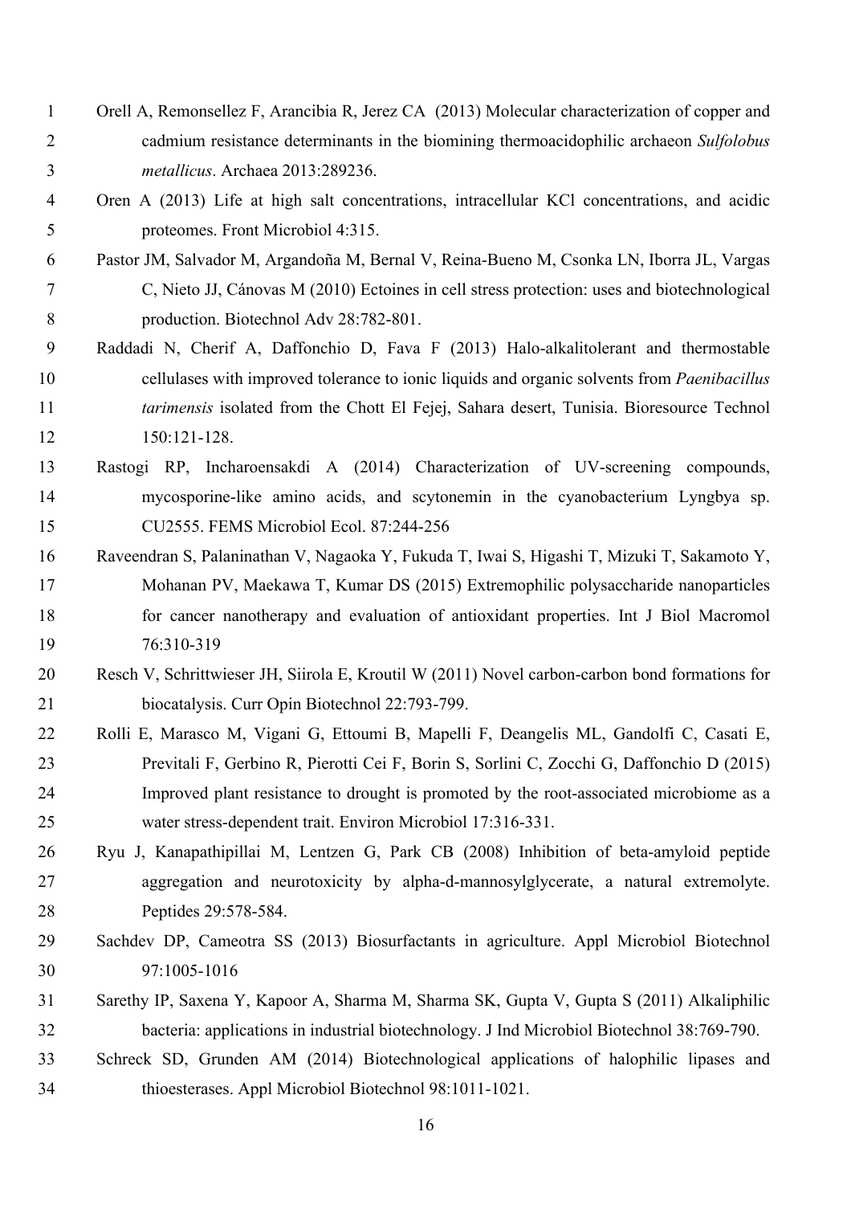Orell A, Remonsellez F, Arancibia R, Jerez CA (2013) Molecular characterization of copper and cadmium resistance determinants in the biomining thermoacidophilic archaeon *Sulfolobus metallicus*. Archaea 2013:289236.

Oren A (2013) Life at high salt concentrations, intracellular KCl concentrations, and acidic proteomes. Front Microbiol 4:315.

Pastor JM, Salvador M, Argandoña M, Bernal V, Reina-Bueno M, Csonka LN, Iborra JL, Vargas C, Nieto JJ, Cánovas M (2010) Ectoines in cell stress protection: uses and biotechnological production. Biotechnol Adv 28:782-801.

Raddadi N, Cherif A, Daffonchio D, Fava F (2013) Halo-alkalitolerant and thermostable cellulases with improved tolerance to ionic liquids and organic solvents from *Paenibacillus tarimensis* isolated from the Chott El Fejej, Sahara desert, Tunisia. Bioresource Technol 150:121-128.

Rastogi RP, Incharoensakdi A (2014) Characterization of UV-screening compounds, mycosporine-like amino acids, and scytonemin in the cyanobacterium Lyngbya sp. CU2555. FEMS Microbiol Ecol. 87:244-256

Raveendran S, Palaninathan V, Nagaoka Y, Fukuda T, Iwai S, Higashi T, Mizuki T, Sakamoto Y, Mohanan PV, Maekawa T, Kumar DS (2015) Extremophilic polysaccharide nanoparticles for cancer nanotherapy and evaluation of antioxidant properties. Int J Biol Macromol 76:310-319

Resch V, Schrittwieser JH, Siirola E, Kroutil W (2011) Novel carbon-carbon bond formations for biocatalysis. Curr Opin Biotechnol 22:793-799.

Rolli E, Marasco M, Vigani G, Ettoumi B, Mapelli F, Deangelis ML, Gandolfi C, Casati E, Previtali F, Gerbino R, Pierotti Cei F, Borin S, Sorlini C, Zocchi G, Daffonchio D (2015) Improved plant resistance to drought is promoted by the root-associated microbiome as a water stress-dependent trait. Environ Microbiol 17:316-331.

Ryu J, Kanapathipillai M, Lentzen G, Park CB (2008) Inhibition of beta-amyloid peptide aggregation and neurotoxicity by alpha-d-mannosylglycerate, a natural extremolyte. Peptides 29:578-584.

Sachdev DP, Cameotra SS (2013) Biosurfactants in agriculture. Appl Microbiol Biotechnol 97:1005-1016

Sarethy IP, Saxena Y, Kapoor A, Sharma M, Sharma SK, Gupta V, Gupta S (2011) Alkaliphilic bacteria: applications in industrial biotechnology. J Ind Microbiol Biotechnol 38:769-790.

Schreck SD, Grunden AM (2014) Biotechnological applications of halophilic lipases and thioesterases. Appl Microbiol Biotechnol 98:1011-1021.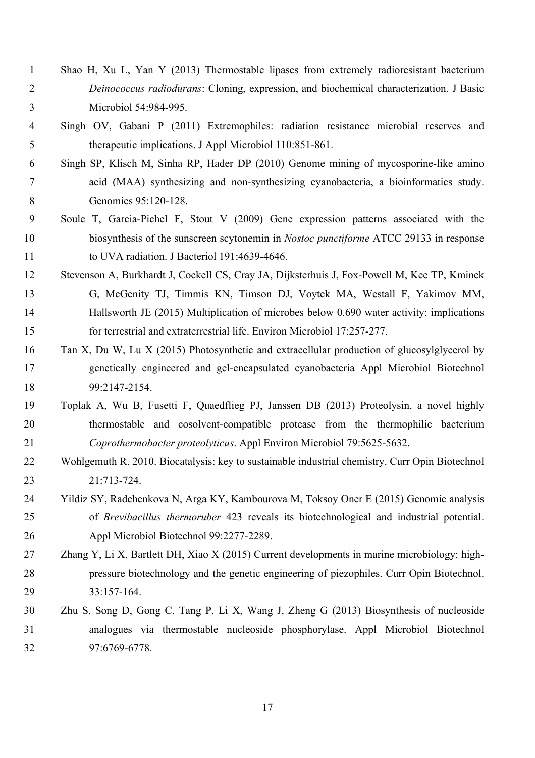Shao H, Xu L, Yan Y (2013) Thermostable lipases from extremely radioresistant bacterium *Deinococcus radiodurans*: Cloning, expression, and biochemical characterization. J Basic Microbiol 54:984-995.

Singh OV, Gabani P (2011) Extremophiles: radiation resistance microbial reserves and therapeutic implications. J Appl Microbiol 110:851-861.

Singh SP, Klisch M, Sinha RP, Hader DP (2010) Genome mining of mycosporine-like amino acid (MAA) synthesizing and non-synthesizing cyanobacteria, a bioinformatics study. Genomics 95:120-128.

Soule T, Garcia-Pichel F, Stout V (2009) Gene expression patterns associated with the biosynthesis of the sunscreen scytonemin in *Nostoc punctiforme* ATCC 29133 in response to UVA radiation. J Bacteriol 191:4639-4646.

Stevenson A, Burkhardt J, Cockell CS, Cray JA, Dijksterhuis J, Fox-Powell M, Kee TP, Kminek G, McGenity TJ, Timmis KN, Timson DJ, Voytek MA, Westall F, Yakimov MM, Hallsworth JE (2015) Multiplication of microbes below 0.690 water activity: implications for terrestrial and extraterrestrial life. Environ Microbiol 17:257-277.

Tan X, Du W, Lu X (2015) Photosynthetic and extracellular production of glucosylglycerol by genetically engineered and gel-encapsulated cyanobacteria Appl Microbiol Biotechnol 99:2147-2154.

Toplak A, Wu B, Fusetti F, Quaedflieg PJ, Janssen DB (2013) Proteolysin, a novel highly thermostable and cosolvent-compatible protease from the thermophilic bacterium *Coprothermobacter proteolyticus*. Appl Environ Microbiol 79:5625-5632.

Wohlgemuth R. 2010. Biocatalysis: key to sustainable industrial chemistry. Curr Opin Biotechnol 21:713-724.

Yildiz SY, Radchenkova N, Arga KY, Kambourova M, Toksoy Oner E (2015) Genomic analysis of *Brevibacillus thermoruber* 423 reveals its biotechnological and industrial potential. Appl Microbiol Biotechnol 99:2277-2289.

Zhang Y, Li X, Bartlett DH, Xiao X (2015) Current developments in marine microbiology: high-pressure biotechnology and the genetic engineering of piezophiles. Curr Opin Biotechnol. 33:157-164.

Zhu S, Song D, Gong C, Tang P, Li X, Wang J, Zheng G (2013) Biosynthesis of nucleoside analogues via thermostable nucleoside phosphorylase. Appl Microbiol Biotechnol 97:6769-6778.